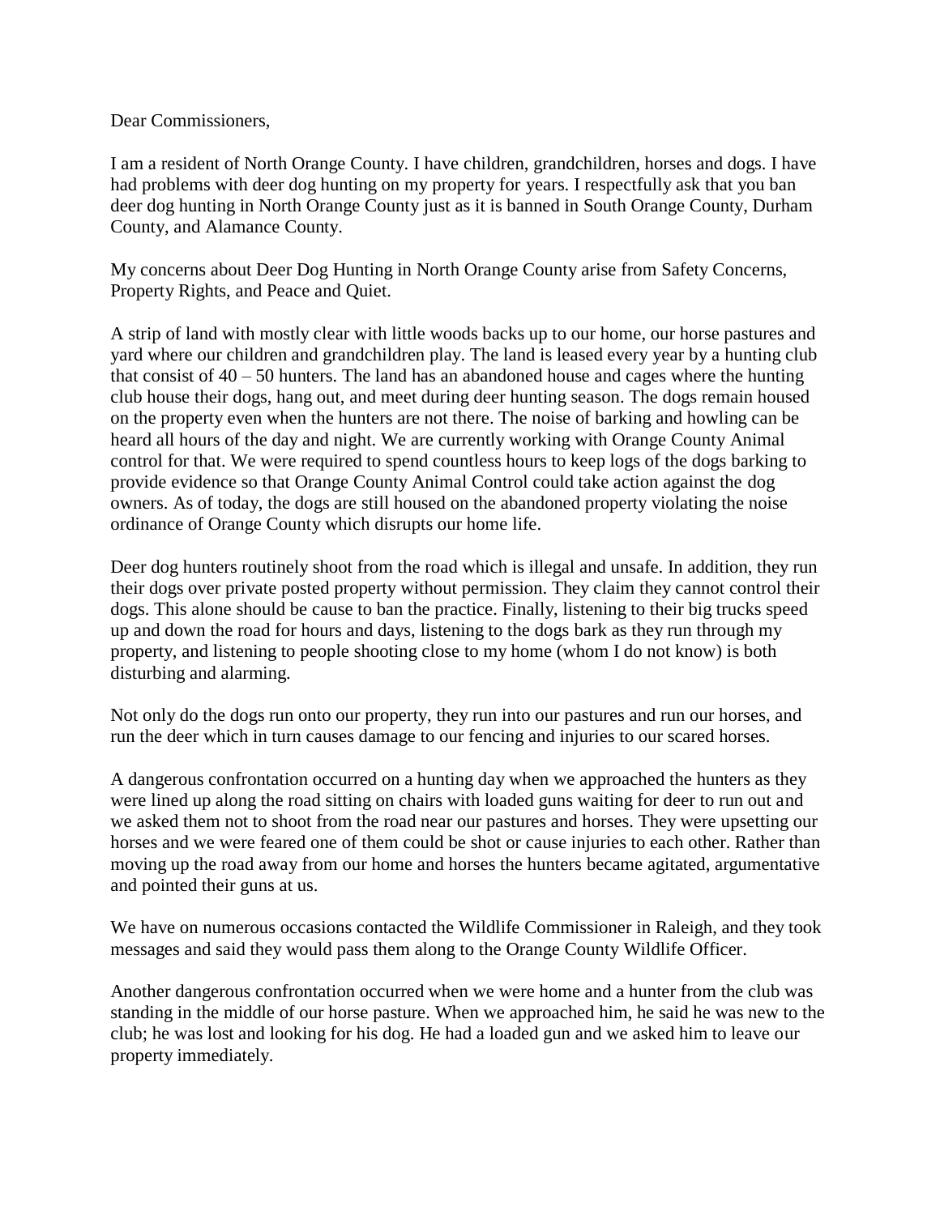Dear Commissioners,

I am a resident of North Orange County. I have children, grandchildren, horses and dogs. I have had problems with deer dog hunting on my property for years. I respectfully ask that you ban deer dog hunting in North Orange County just as it is banned in South Orange County, Durham County, and Alamance County.

My concerns about Deer Dog Hunting in North Orange County arise from Safety Concerns, Property Rights, and Peace and Quiet.

A strip of land with mostly clear with little woods backs up to our home, our horse pastures and yard where our children and grandchildren play. The land is leased every year by a hunting club that consist of 40 – 50 hunters. The land has an abandoned house and cages where the hunting club house their dogs, hang out, and meet during deer hunting season. The dogs remain housed on the property even when the hunters are not there. The noise of barking and howling can be heard all hours of the day and night. We are currently working with Orange County Animal control for that. We were required to spend countless hours to keep logs of the dogs barking to provide evidence so that Orange County Animal Control could take action against the dog owners. As of today, the dogs are still housed on the abandoned property violating the noise ordinance of Orange County which disrupts our home life.

Deer dog hunters routinely shoot from the road which is illegal and unsafe. In addition, they run their dogs over private posted property without permission. They claim they cannot control their dogs. This alone should be cause to ban the practice. Finally, listening to their big trucks speed up and down the road for hours and days, listening to the dogs bark as they run through my property, and listening to people shooting close to my home (whom I do not know) is both disturbing and alarming.

Not only do the dogs run onto our property, they run into our pastures and run our horses, and run the deer which in turn causes damage to our fencing and injuries to our scared horses.

A dangerous confrontation occurred on a hunting day when we approached the hunters as they were lined up along the road sitting on chairs with loaded guns waiting for deer to run out and we asked them not to shoot from the road near our pastures and horses. They were upsetting our horses and we were feared one of them could be shot or cause injuries to each other. Rather than moving up the road away from our home and horses the hunters became agitated, argumentative and pointed their guns at us.

We have on numerous occasions contacted the Wildlife Commissioner in Raleigh, and they took messages and said they would pass them along to the Orange County Wildlife Officer.

Another dangerous confrontation occurred when we were home and a hunter from the club was standing in the middle of our horse pasture. When we approached him, he said he was new to the club; he was lost and looking for his dog. He had a loaded gun and we asked him to leave our property immediately.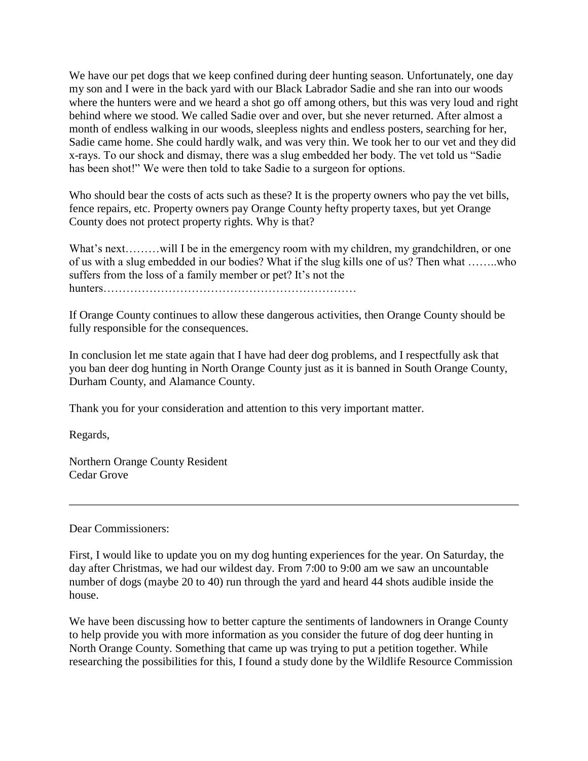We have our pet dogs that we keep confined during deer hunting season. Unfortunately, one day my son and I were in the back yard with our Black Labrador Sadie and she ran into our woods where the hunters were and we heard a shot go off among others, but this was very loud and right behind where we stood. We called Sadie over and over, but she never returned. After almost a month of endless walking in our woods, sleepless nights and endless posters, searching for her, Sadie came home. She could hardly walk, and was very thin. We took her to our vet and they did x-rays. To our shock and dismay, there was a slug embedded her body. The vet told us "Sadie has been shot!" We were then told to take Sadie to a surgeon for options.

Who should bear the costs of acts such as these? It is the property owners who pay the vet bills, fence repairs, etc. Property owners pay Orange County hefty property taxes, but yet Orange County does not protect property rights. Why is that?

What's next………will I be in the emergency room with my children, my grandchildren, or one of us with a slug embedded in our bodies? What if the slug kills one of us? Then what ……..who suffers from the loss of a family member or pet? It's not the hunters…………………………………………………………

If Orange County continues to allow these dangerous activities, then Orange County should be fully responsible for the consequences.

In conclusion let me state again that I have had deer dog problems, and I respectfully ask that you ban deer dog hunting in North Orange County just as it is banned in South Orange County, Durham County, and Alamance County.

Thank you for your consideration and attention to this very important matter.

Regards,

Northern Orange County Resident
Cedar Grove

---

Dear Commissioners:

First, I would like to update you on my dog hunting experiences for the year. On Saturday, the day after Christmas, we had our wildest day. From 7:00 to 9:00 am we saw an uncountable number of dogs (maybe 20 to 40) run through the yard and heard 44 shots audible inside the house.

We have been discussing how to better capture the sentiments of landowners in Orange County to help provide you with more information as you consider the future of dog deer hunting in North Orange County. Something that came up was trying to put a petition together. While researching the possibilities for this, I found a study done by the Wildlife Resource Commission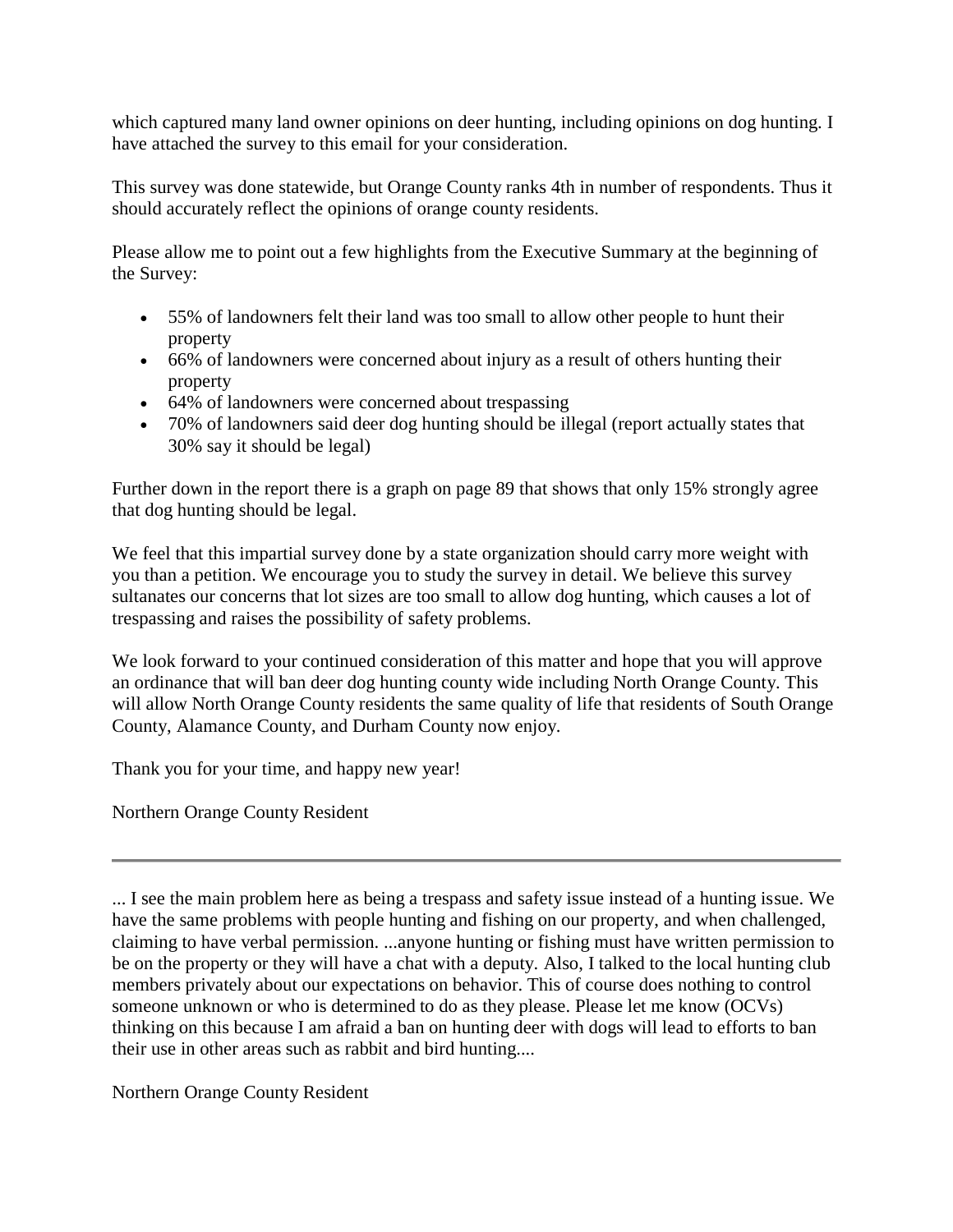which captured many land owner opinions on deer hunting, including opinions on dog hunting. I have attached the survey to this email for your consideration.

This survey was done statewide, but Orange County ranks 4th in number of respondents. Thus it should accurately reflect the opinions of orange county residents.

Please allow me to point out a few highlights from the Executive Summary at the beginning of the Survey:

- 55% of landowners felt their land was too small to allow other people to hunt their property
- 66% of landowners were concerned about injury as a result of others hunting their property
- 64% of landowners were concerned about trespassing
- 70% of landowners said deer dog hunting should be illegal (report actually states that 30% say it should be legal)

Further down in the report there is a graph on page 89 that shows that only 15% strongly agree that dog hunting should be legal.

We feel that this impartial survey done by a state organization should carry more weight with you than a petition. We encourage you to study the survey in detail. We believe this survey sultanates our concerns that lot sizes are too small to allow dog hunting, which causes a lot of trespassing and raises the possibility of safety problems.

We look forward to your continued consideration of this matter and hope that you will approve an ordinance that will ban deer dog hunting county wide including North Orange County. This will allow North Orange County residents the same quality of life that residents of South Orange County, Alamance County, and Durham County now enjoy.

Thank you for your time, and happy new year!

Northern Orange County Resident

---

... I see the main problem here as being a trespass and safety issue instead of a hunting issue. We have the same problems with people hunting and fishing on our property, and when challenged, claiming to have verbal permission. ...anyone hunting or fishing must have written permission to be on the property or they will have a chat with a deputy. Also, I talked to the local hunting club members privately about our expectations on behavior. This of course does nothing to control someone unknown or who is determined to do as they please. Please let me know (OCVs) thinking on this because I am afraid a ban on hunting deer with dogs will lead to efforts to ban their use in other areas such as rabbit and bird hunting....

Northern Orange County Resident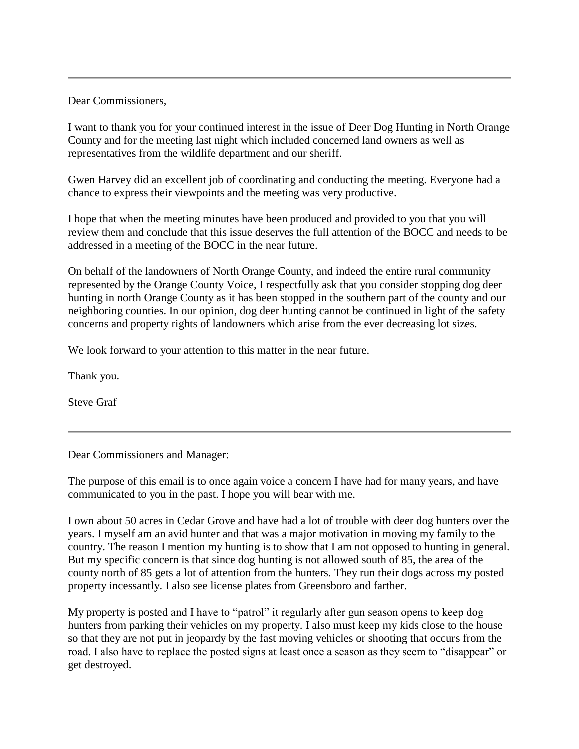---

Dear Commissioners,

I want to thank you for your continued interest in the issue of Deer Dog Hunting in North Orange County and for the meeting last night which included concerned land owners as well as representatives from the wildlife department and our sheriff.

Gwen Harvey did an excellent job of coordinating and conducting the meeting. Everyone had a chance to express their viewpoints and the meeting was very productive.

I hope that when the meeting minutes have been produced and provided to you that you will review them and conclude that this issue deserves the full attention of the BOCC and needs to be addressed in a meeting of the BOCC in the near future.

On behalf of the landowners of North Orange County, and indeed the entire rural community represented by the Orange County Voice, I respectfully ask that you consider stopping dog deer hunting in north Orange County as it has been stopped in the southern part of the county and our neighboring counties. In our opinion, dog deer hunting cannot be continued in light of the safety concerns and property rights of landowners which arise from the ever decreasing lot sizes.

We look forward to your attention to this matter in the near future.

Thank you.

Steve Graf

---

Dear Commissioners and Manager:

The purpose of this email is to once again voice a concern I have had for many years, and have communicated to you in the past. I hope you will bear with me.

I own about 50 acres in Cedar Grove and have had a lot of trouble with deer dog hunters over the years. I myself am an avid hunter and that was a major motivation in moving my family to the country. The reason I mention my hunting is to show that I am not opposed to hunting in general. But my specific concern is that since dog hunting is not allowed south of 85, the area of the county north of 85 gets a lot of attention from the hunters. They run their dogs across my posted property incessantly. I also see license plates from Greensboro and farther.

My property is posted and I have to "patrol" it regularly after gun season opens to keep dog hunters from parking their vehicles on my property. I also must keep my kids close to the house so that they are not put in jeopardy by the fast moving vehicles or shooting that occurs from the road. I also have to replace the posted signs at least once a season as they seem to "disappear" or get destroyed.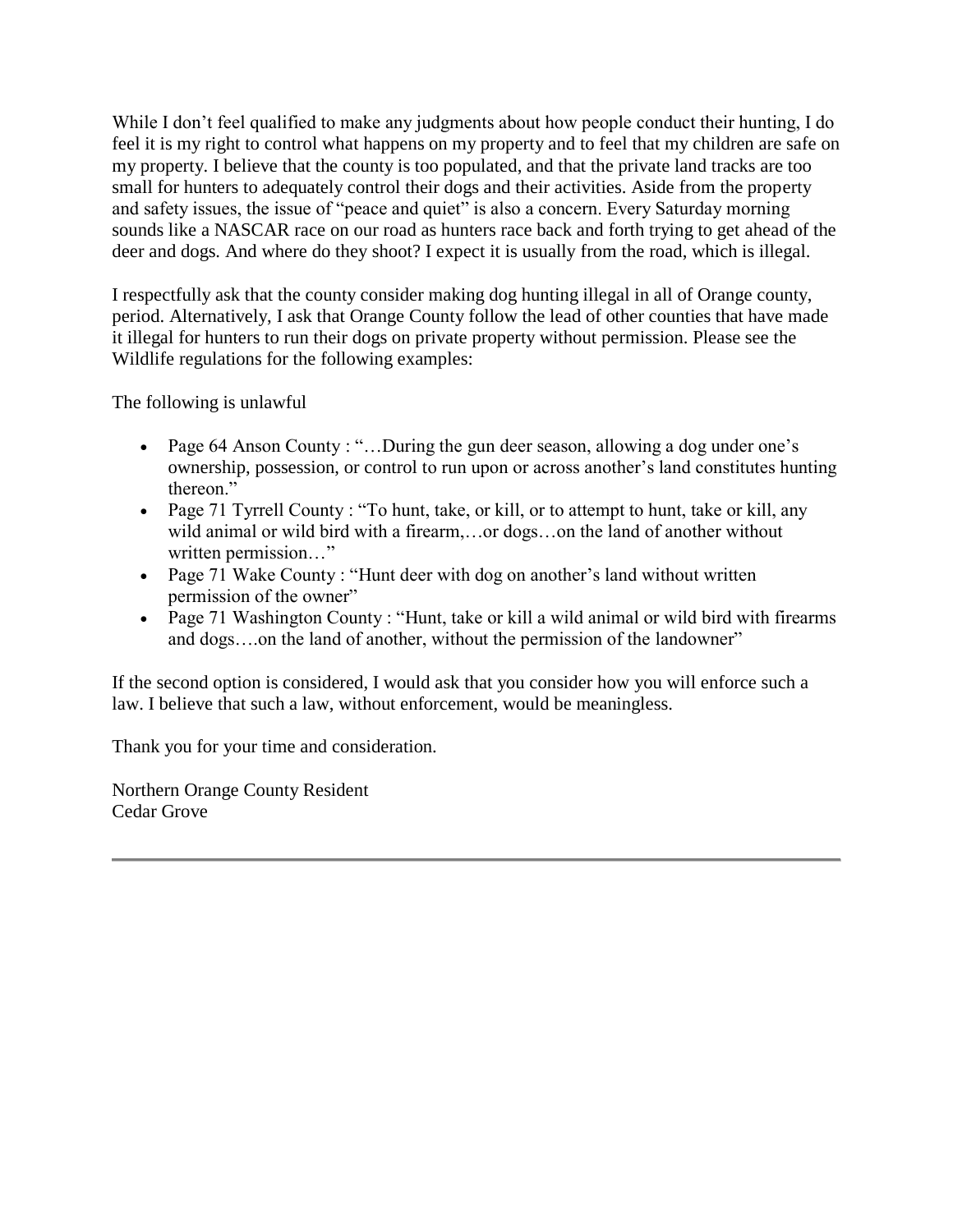While I don't feel qualified to make any judgments about how people conduct their hunting, I do feel it is my right to control what happens on my property and to feel that my children are safe on my property. I believe that the county is too populated, and that the private land tracks are too small for hunters to adequately control their dogs and their activities. Aside from the property and safety issues, the issue of "peace and quiet" is also a concern. Every Saturday morning sounds like a NASCAR race on our road as hunters race back and forth trying to get ahead of the deer and dogs. And where do they shoot? I expect it is usually from the road, which is illegal.

I respectfully ask that the county consider making dog hunting illegal in all of Orange county, period. Alternatively, I ask that Orange County follow the lead of other counties that have made it illegal for hunters to run their dogs on private property without permission. Please see the Wildlife regulations for the following examples:

The following is unlawful

- Page 64 Anson County : "…During the gun deer season, allowing a dog under one's ownership, possession, or control to run upon or across another's land constitutes hunting thereon."
- Page 71 Tyrrell County : "To hunt, take, or kill, or to attempt to hunt, take or kill, any wild animal or wild bird with a firearm,…or dogs…on the land of another without written permission…"
- Page 71 Wake County : "Hunt deer with dog on another's land without written permission of the owner"
- Page 71 Washington County : "Hunt, take or kill a wild animal or wild bird with firearms and dogs….on the land of another, without the permission of the landowner"

If the second option is considered, I would ask that you consider how you will enforce such a law. I believe that such a law, without enforcement, would be meaningless.

Thank you for your time and consideration.

Northern Orange County Resident
Cedar Grove

---